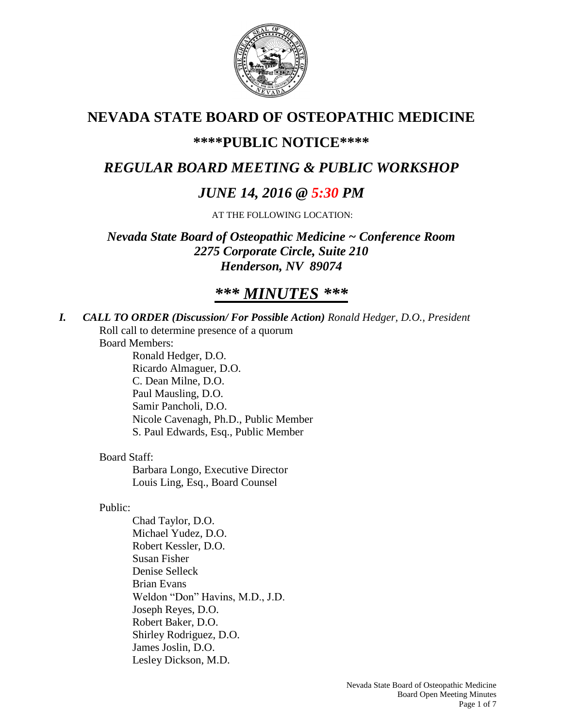# NEVADA STATE BOARD OF OSTEOPATHIC MEDICINE

## \*\*\*\*PUBLIC NOTICE\*\*\*\*

## *REGULAR BOARD MEETING & PUBLIC WORKSHOP*

## *JUNE 14, 2016 @ 5:30 PM*

AT THE FOLLOWING LOCATION:

***Nevada State Board of Osteopathic Medicine ~ Conference Room***
***2275 Corporate Circle, Suite 210***
***Henderson, NV 89074***

# *\*\*\* MINUTES \*\*\**

***I. CALL TO ORDER (Discussion/ For Possible Action)** Ronald Hedger, D.O., President*

Roll call to determine presence of a quorum

Board Members:

- Ronald Hedger, D.O.
- Ricardo Almaguer, D.O.
- C. Dean Milne, D.O.
- Paul Mausling, D.O.
- Samir Pancholi, D.O.
- Nicole Cavenagh, Ph.D., Public Member
- S. Paul Edwards, Esq., Public Member

Board Staff:

- Barbara Longo, Executive Director
- Louis Ling, Esq., Board Counsel

Public:

- Chad Taylor, D.O.
- Michael Yudez, D.O.
- Robert Kessler, D.O.
- Susan Fisher
- Denise Selleck
- Brian Evans
- Weldon "Don" Havins, M.D., J.D.
- Joseph Reyes, D.O.
- Robert Baker, D.O.
- Shirley Rodriguez, D.O.
- James Joslin, D.O.
- Lesley Dickson, M.D.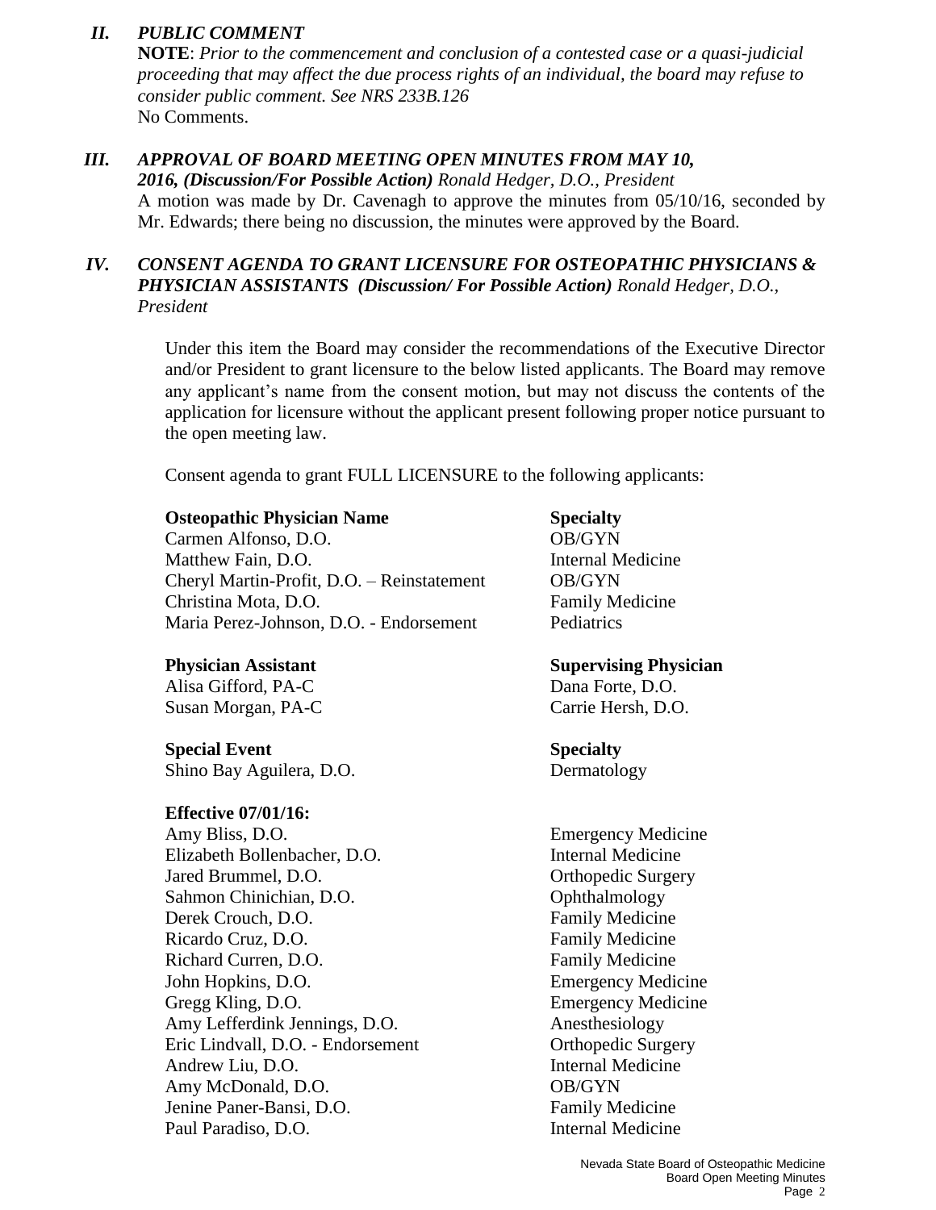## *II. PUBLIC COMMENT*

**NOTE**: *Prior to the commencement and conclusion of a contested case or a quasi-judicial proceeding that may affect the due process rights of an individual, the board may refuse to consider public comment. See NRS 233B.126*

No Comments.

## *III. APPROVAL OF BOARD MEETING OPEN MINUTES FROM MAY 10, 2016, (Discussion/For Possible Action) Ronald Hedger, D.O., President*

A motion was made by Dr. Cavenagh to approve the minutes from 05/10/16, seconded by Mr. Edwards; there being no discussion, the minutes were approved by the Board.

## *IV. CONSENT AGENDA TO GRANT LICENSURE FOR OSTEOPATHIC PHYSICIANS & PHYSICIAN ASSISTANTS (Discussion/ For Possible Action) Ronald Hedger, D.O., President*

Under this item the Board may consider the recommendations of the Executive Director and/or President to grant licensure to the below listed applicants. The Board may remove any applicant's name from the consent motion, but may not discuss the contents of the application for licensure without the applicant present following proper notice pursuant to the open meeting law.

Consent agenda to grant FULL LICENSURE to the following applicants:

| **Osteopathic Physician Name** | **Specialty** |
|---|---|
| Carmen Alfonso, D.O. | OB/GYN |
| Matthew Fain, D.O. | Internal Medicine |
| Cheryl Martin-Profit, D.O. – Reinstatement | OB/GYN |
| Christina Mota, D.O. | Family Medicine |
| Maria Perez-Johnson, D.O. - Endorsement | Pediatrics |

| **Physician Assistant** | **Supervising Physician** |
|---|---|
| Alisa Gifford, PA-C | Dana Forte, D.O. |
| Susan Morgan, PA-C | Carrie Hersh, D.O. |

| **Special Event** | **Specialty** |
|---|---|
| Shino Bay Aguilera, D.O. | Dermatology |

**Effective 07/01/16:**

| | |
|---|---|
| Amy Bliss, D.O. | Emergency Medicine |
| Elizabeth Bollenbacher, D.O. | Internal Medicine |
| Jared Brummel, D.O. | Orthopedic Surgery |
| Sahmon Chinichian, D.O. | Ophthalmology |
| Derek Crouch, D.O. | Family Medicine |
| Ricardo Cruz, D.O. | Family Medicine |
| Richard Curren, D.O. | Family Medicine |
| John Hopkins, D.O. | Emergency Medicine |
| Gregg Kling, D.O. | Emergency Medicine |
| Amy Lefferdink Jennings, D.O. | Anesthesiology |
| Eric Lindvall, D.O. - Endorsement | Orthopedic Surgery |
| Andrew Liu, D.O. | Internal Medicine |
| Amy McDonald, D.O. | OB/GYN |
| Jenine Paner-Bansi, D.O. | Family Medicine |
| Paul Paradiso, D.O. | Internal Medicine |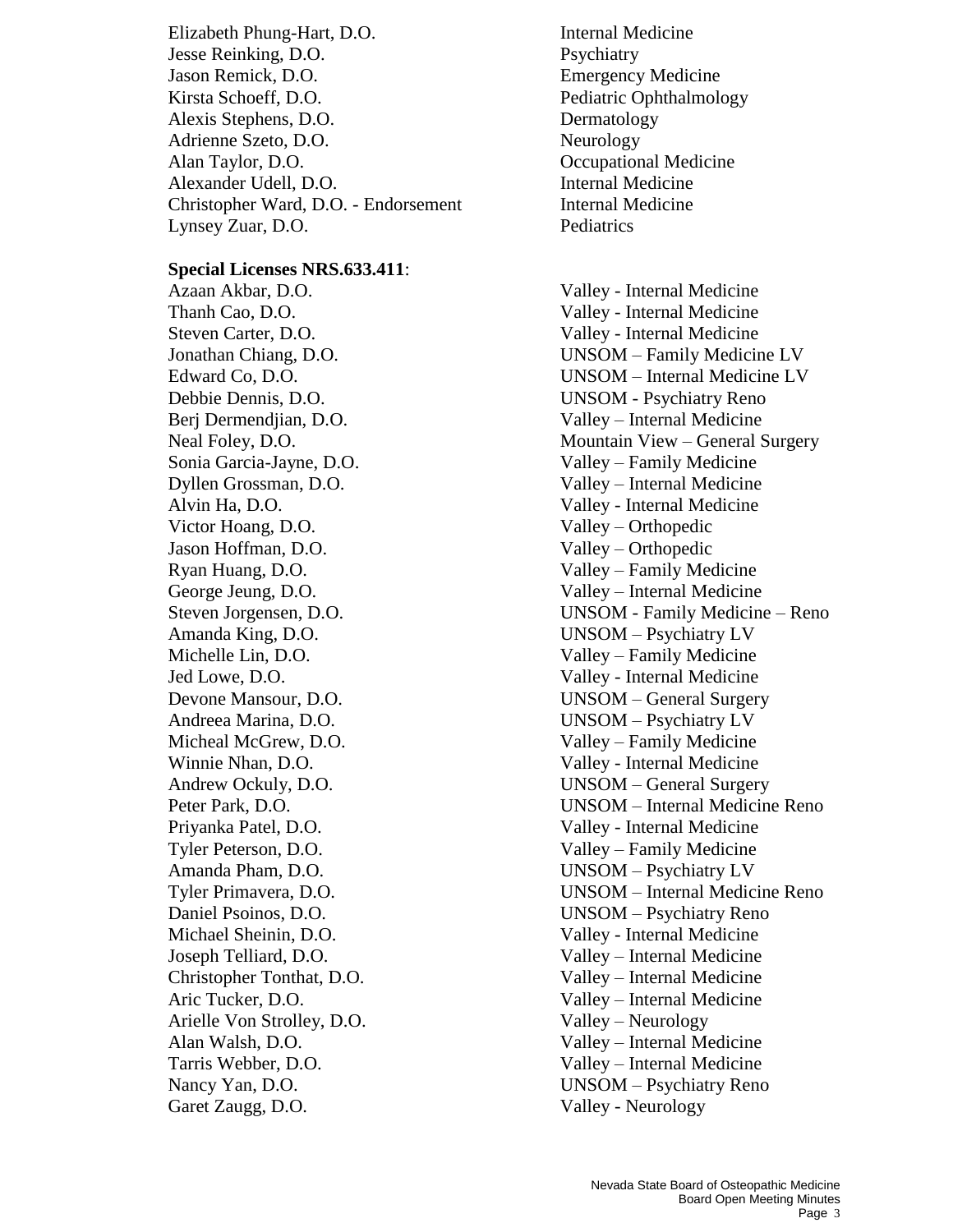| | |
|---|---|
| Elizabeth Phung-Hart, D.O. | Internal Medicine |
| Jesse Reinking, D.O. | Psychiatry |
| Jason Remick, D.O. | Emergency Medicine |
| Kirsta Schoeff, D.O. | Pediatric Ophthalmology |
| Alexis Stephens, D.O. | Dermatology |
| Adrienne Szeto, D.O. | Neurology |
| Alan Taylor, D.O. | Occupational Medicine |
| Alexander Udell, D.O. | Internal Medicine |
| Christopher Ward, D.O. - Endorsement | Internal Medicine |
| Lynsey Zuar, D.O. | Pediatrics |

**Special Licenses NRS.633.411**:

| | |
|---|---|
| Azaan Akbar, D.O. | Valley - Internal Medicine |
| Thanh Cao, D.O. | Valley - Internal Medicine |
| Steven Carter, D.O. | Valley - Internal Medicine |
| Jonathan Chiang, D.O. | UNSOM – Family Medicine LV |
| Edward Co, D.O. | UNSOM – Internal Medicine LV |
| Debbie Dennis, D.O. | UNSOM - Psychiatry Reno |
| Berj Dermendjian, D.O. | Valley – Internal Medicine |
| Neal Foley, D.O. | Mountain View – General Surgery |
| Sonia Garcia-Jayne, D.O. | Valley – Family Medicine |
| Dyllen Grossman, D.O. | Valley – Internal Medicine |
| Alvin Ha, D.O. | Valley - Internal Medicine |
| Victor Hoang, D.O. | Valley – Orthopedic |
| Jason Hoffman, D.O. | Valley – Orthopedic |
| Ryan Huang, D.O. | Valley – Family Medicine |
| George Jeung, D.O. | Valley – Internal Medicine |
| Steven Jorgensen, D.O. | UNSOM - Family Medicine – Reno |
| Amanda King, D.O. | UNSOM – Psychiatry LV |
| Michelle Lin, D.O. | Valley – Family Medicine |
| Jed Lowe, D.O. | Valley - Internal Medicine |
| Devone Mansour, D.O. | UNSOM – General Surgery |
| Andreea Marina, D.O. | UNSOM – Psychiatry LV |
| Micheal McGrew, D.O. | Valley – Family Medicine |
| Winnie Nhan, D.O. | Valley - Internal Medicine |
| Andrew Ockuly, D.O. | UNSOM – General Surgery |
| Peter Park, D.O. | UNSOM – Internal Medicine Reno |
| Priyanka Patel, D.O. | Valley - Internal Medicine |
| Tyler Peterson, D.O. | Valley – Family Medicine |
| Amanda Pham, D.O. | UNSOM – Psychiatry LV |
| Tyler Primavera, D.O. | UNSOM – Internal Medicine Reno |
| Daniel Psoinos, D.O. | UNSOM – Psychiatry Reno |
| Michael Sheinin, D.O. | Valley - Internal Medicine |
| Joseph Telliard, D.O. | Valley – Internal Medicine |
| Christopher Tonthat, D.O. | Valley – Internal Medicine |
| Aric Tucker, D.O. | Valley – Internal Medicine |
| Arielle Von Strolley, D.O. | Valley – Neurology |
| Alan Walsh, D.O. | Valley – Internal Medicine |
| Tarris Webber, D.O. | Valley – Internal Medicine |
| Nancy Yan, D.O. | UNSOM – Psychiatry Reno |
| Garet Zaugg, D.O. | Valley - Neurology |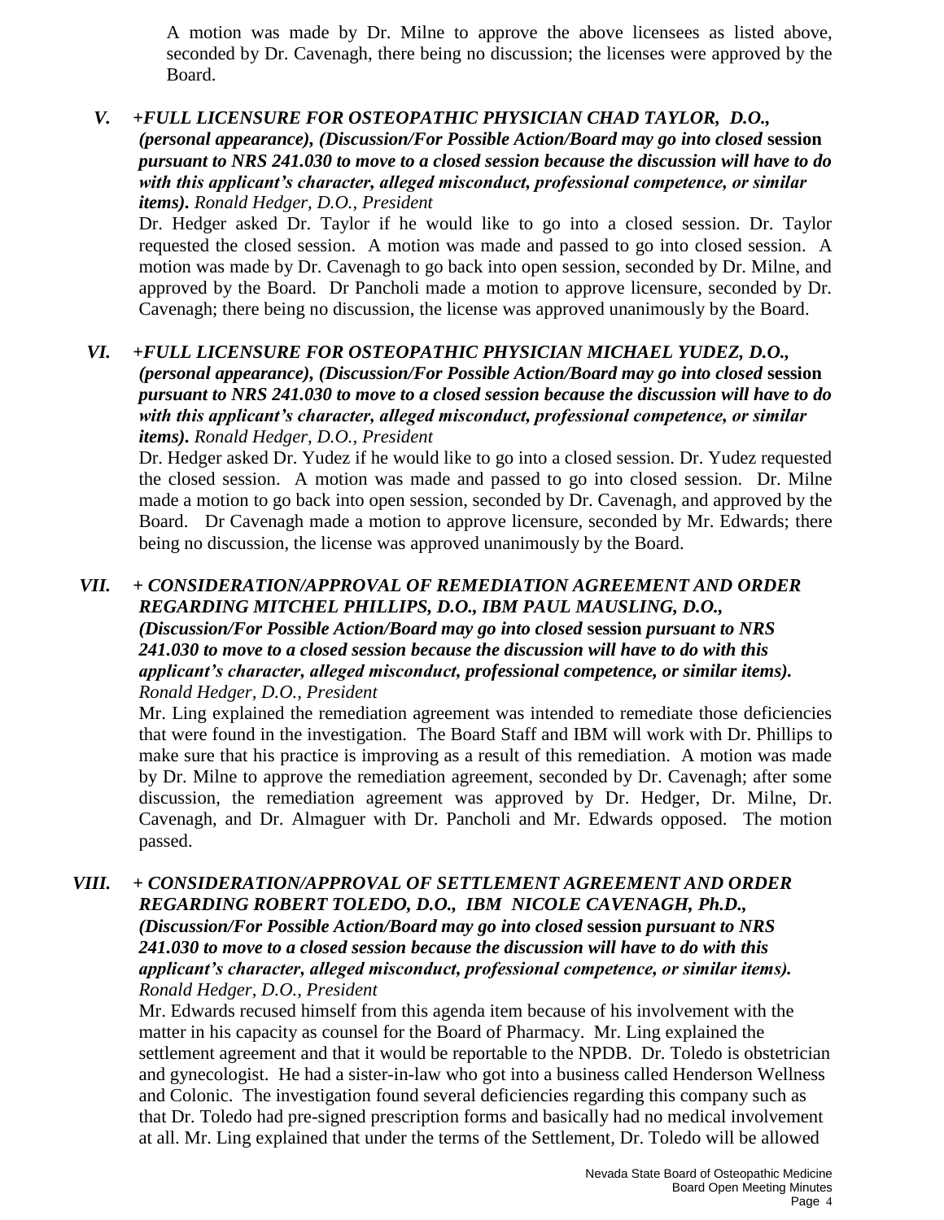A motion was made by Dr. Milne to approve the above licensees as listed above, seconded by Dr. Cavenagh, there being no discussion; the licenses were approved by the Board.

**V. *+FULL LICENSURE FOR OSTEOPATHIC PHYSICIAN CHAD TAYLOR, D.O., (personal appearance), (Discussion/For Possible Action/Board may go into closed* session *pursuant to NRS 241.030 to move to a closed session because the discussion will have to do with this applicant's character, alleged misconduct, professional competence, or similar items).*** *Ronald Hedger, D.O., President*

Dr. Hedger asked Dr. Taylor if he would like to go into a closed session. Dr. Taylor requested the closed session. A motion was made and passed to go into closed session. A motion was made by Dr. Cavenagh to go back into open session, seconded by Dr. Milne, and approved by the Board. Dr Pancholi made a motion to approve licensure, seconded by Dr. Cavenagh; there being no discussion, the license was approved unanimously by the Board.

**VI. *+FULL LICENSURE FOR OSTEOPATHIC PHYSICIAN MICHAEL YUDEZ, D.O., (personal appearance), (Discussion/For Possible Action/Board may go into closed* session *pursuant to NRS 241.030 to move to a closed session because the discussion will have to do with this applicant's character, alleged misconduct, professional competence, or similar items).*** *Ronald Hedger, D.O., President*

Dr. Hedger asked Dr. Yudez if he would like to go into a closed session. Dr. Yudez requested the closed session. A motion was made and passed to go into closed session. Dr. Milne made a motion to go back into open session, seconded by Dr. Cavenagh, and approved by the Board. Dr Cavenagh made a motion to approve licensure, seconded by Mr. Edwards; there being no discussion, the license was approved unanimously by the Board.

**VII. *+ CONSIDERATION/APPROVAL OF REMEDIATION AGREEMENT AND ORDER REGARDING MITCHEL PHILLIPS, D.O., IBM PAUL MAUSLING, D.O., (Discussion/For Possible Action/Board may go into closed* session *pursuant to NRS 241.030 to move to a closed session because the discussion will have to do with this applicant's character, alleged misconduct, professional competence, or similar items).*** *Ronald Hedger, D.O., President*

Mr. Ling explained the remediation agreement was intended to remediate those deficiencies that were found in the investigation. The Board Staff and IBM will work with Dr. Phillips to make sure that his practice is improving as a result of this remediation. A motion was made by Dr. Milne to approve the remediation agreement, seconded by Dr. Cavenagh; after some discussion, the remediation agreement was approved by Dr. Hedger, Dr. Milne, Dr. Cavenagh, and Dr. Almaguer with Dr. Pancholi and Mr. Edwards opposed. The motion passed.

**VIII. *+ CONSIDERATION/APPROVAL OF SETTLEMENT AGREEMENT AND ORDER REGARDING ROBERT TOLEDO, D.O., IBM NICOLE CAVENAGH, Ph.D., (Discussion/For Possible Action/Board may go into closed* session *pursuant to NRS 241.030 to move to a closed session because the discussion will have to do with this applicant's character, alleged misconduct, professional competence, or similar items).*** *Ronald Hedger, D.O., President*

Mr. Edwards recused himself from this agenda item because of his involvement with the matter in his capacity as counsel for the Board of Pharmacy. Mr. Ling explained the settlement agreement and that it would be reportable to the NPDB. Dr. Toledo is obstetrician and gynecologist. He had a sister-in-law who got into a business called Henderson Wellness and Colonic. The investigation found several deficiencies regarding this company such as that Dr. Toledo had pre-signed prescription forms and basically had no medical involvement at all. Mr. Ling explained that under the terms of the Settlement, Dr. Toledo will be allowed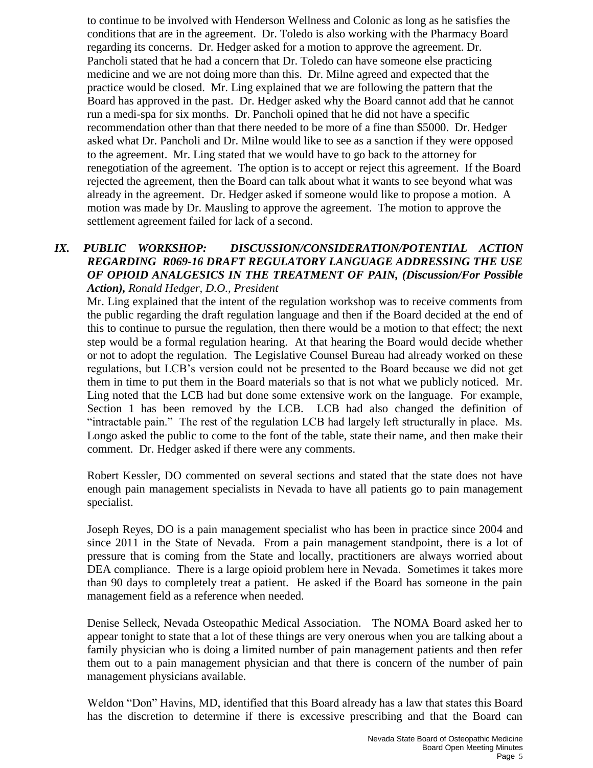to continue to be involved with Henderson Wellness and Colonic as long as he satisfies the conditions that are in the agreement. Dr. Toledo is also working with the Pharmacy Board regarding its concerns. Dr. Hedger asked for a motion to approve the agreement. Dr. Pancholi stated that he had a concern that Dr. Toledo can have someone else practicing medicine and we are not doing more than this. Dr. Milne agreed and expected that the practice would be closed. Mr. Ling explained that we are following the pattern that the Board has approved in the past. Dr. Hedger asked why the Board cannot add that he cannot run a medi-spa for six months. Dr. Pancholi opined that he did not have a specific recommendation other than that there needed to be more of a fine than $5000. Dr. Hedger asked what Dr. Pancholi and Dr. Milne would like to see as a sanction if they were opposed to the agreement. Mr. Ling stated that we would have to go back to the attorney for renegotiation of the agreement. The option is to accept or reject this agreement. If the Board rejected the agreement, then the Board can talk about what it wants to see beyond what was already in the agreement. Dr. Hedger asked if someone would like to propose a motion. A motion was made by Dr. Mausling to approve the agreement. The motion to approve the settlement agreement failed for lack of a second.

## *IX. PUBLIC WORKSHOP: DISCUSSION/CONSIDERATION/POTENTIAL ACTION REGARDING R069-16 DRAFT REGULATORY LANGUAGE ADDRESSING THE USE OF OPIOID ANALGESICS IN THE TREATMENT OF PAIN, (Discussion/For Possible Action), Ronald Hedger, D.O., President*

Mr. Ling explained that the intent of the regulation workshop was to receive comments from the public regarding the draft regulation language and then if the Board decided at the end of this to continue to pursue the regulation, then there would be a motion to that effect; the next step would be a formal regulation hearing. At that hearing the Board would decide whether or not to adopt the regulation. The Legislative Counsel Bureau had already worked on these regulations, but LCB's version could not be presented to the Board because we did not get them in time to put them in the Board materials so that is not what we publicly noticed. Mr. Ling noted that the LCB had but done some extensive work on the language. For example, Section 1 has been removed by the LCB. LCB had also changed the definition of "intractable pain." The rest of the regulation LCB had largely left structurally in place. Ms. Longo asked the public to come to the font of the table, state their name, and then make their comment. Dr. Hedger asked if there were any comments.

Robert Kessler, DO commented on several sections and stated that the state does not have enough pain management specialists in Nevada to have all patients go to pain management specialist.

Joseph Reyes, DO is a pain management specialist who has been in practice since 2004 and since 2011 in the State of Nevada. From a pain management standpoint, there is a lot of pressure that is coming from the State and locally, practitioners are always worried about DEA compliance. There is a large opioid problem here in Nevada. Sometimes it takes more than 90 days to completely treat a patient. He asked if the Board has someone in the pain management field as a reference when needed.

Denise Selleck, Nevada Osteopathic Medical Association. The NOMA Board asked her to appear tonight to state that a lot of these things are very onerous when you are talking about a family physician who is doing a limited number of pain management patients and then refer them out to a pain management physician and that there is concern of the number of pain management physicians available.

Weldon "Don" Havins, MD, identified that this Board already has a law that states this Board has the discretion to determine if there is excessive prescribing and that the Board can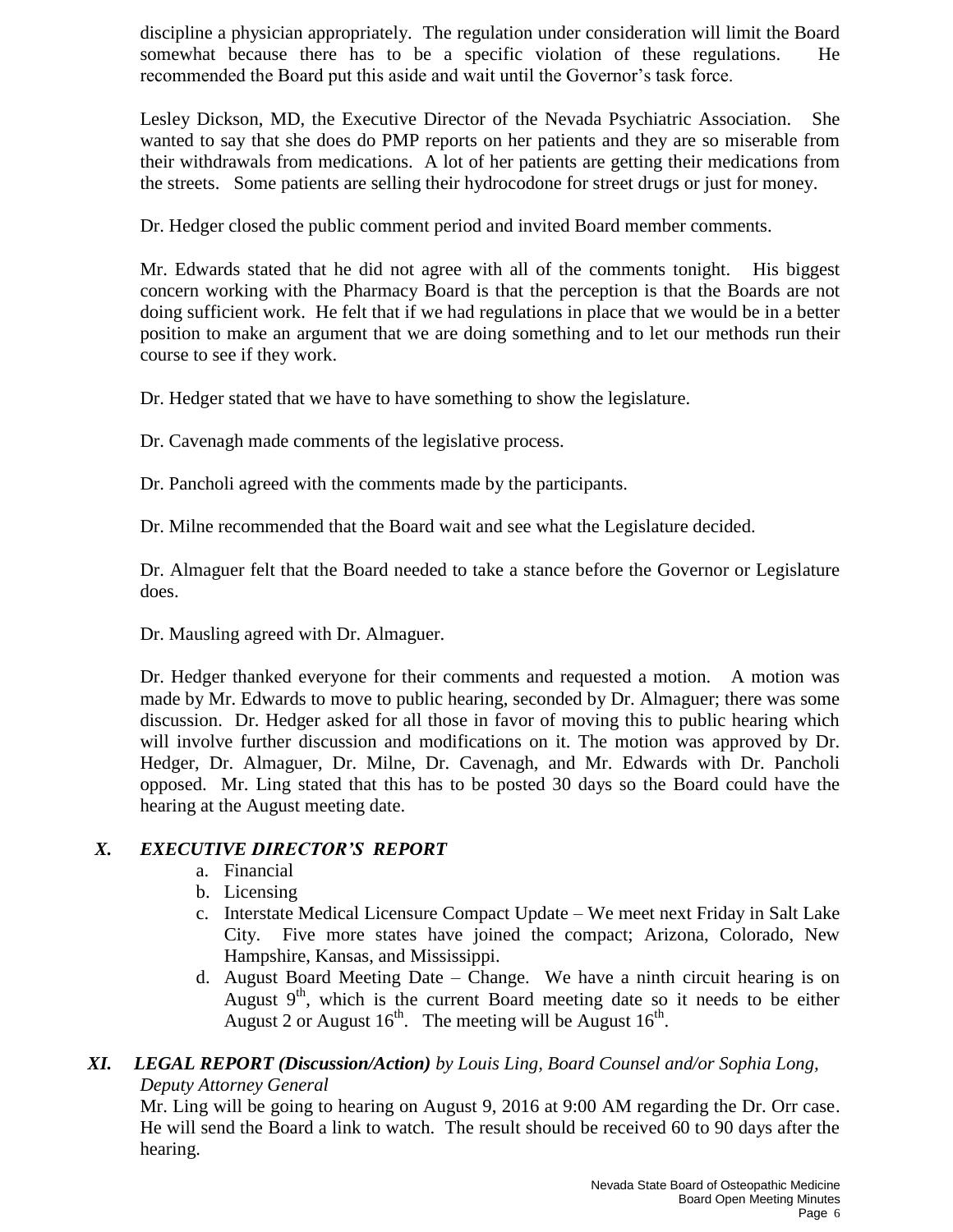discipline a physician appropriately. The regulation under consideration will limit the Board somewhat because there has to be a specific violation of these regulations. He recommended the Board put this aside and wait until the Governor's task force.

Lesley Dickson, MD, the Executive Director of the Nevada Psychiatric Association. She wanted to say that she does do PMP reports on her patients and they are so miserable from their withdrawals from medications. A lot of her patients are getting their medications from the streets. Some patients are selling their hydrocodone for street drugs or just for money.

Dr. Hedger closed the public comment period and invited Board member comments.

Mr. Edwards stated that he did not agree with all of the comments tonight. His biggest concern working with the Pharmacy Board is that the perception is that the Boards are not doing sufficient work. He felt that if we had regulations in place that we would be in a better position to make an argument that we are doing something and to let our methods run their course to see if they work.

Dr. Hedger stated that we have to have something to show the legislature.

Dr. Cavenagh made comments of the legislative process.

Dr. Pancholi agreed with the comments made by the participants.

Dr. Milne recommended that the Board wait and see what the Legislature decided.

Dr. Almaguer felt that the Board needed to take a stance before the Governor or Legislature does.

Dr. Mausling agreed with Dr. Almaguer.

Dr. Hedger thanked everyone for their comments and requested a motion. A motion was made by Mr. Edwards to move to public hearing, seconded by Dr. Almaguer; there was some discussion. Dr. Hedger asked for all those in favor of moving this to public hearing which will involve further discussion and modifications on it. The motion was approved by Dr. Hedger, Dr. Almaguer, Dr. Milne, Dr. Cavenagh, and Mr. Edwards with Dr. Pancholi opposed. Mr. Ling stated that this has to be posted 30 days so the Board could have the hearing at the August meeting date.

## *X. EXECUTIVE DIRECTOR'S REPORT*

a. Financial
b. Licensing
c. Interstate Medical Licensure Compact Update – We meet next Friday in Salt Lake City. Five more states have joined the compact; Arizona, Colorado, New Hampshire, Kansas, and Mississippi.
d. August Board Meeting Date – Change. We have a ninth circuit hearing is on August 9th, which is the current Board meeting date so it needs to be either August 2 or August 16th. The meeting will be August 16th.

## *XI. LEGAL REPORT (Discussion/Action) by Louis Ling, Board Counsel and/or Sophia Long, Deputy Attorney General*

Mr. Ling will be going to hearing on August 9, 2016 at 9:00 AM regarding the Dr. Orr case. He will send the Board a link to watch. The result should be received 60 to 90 days after the hearing.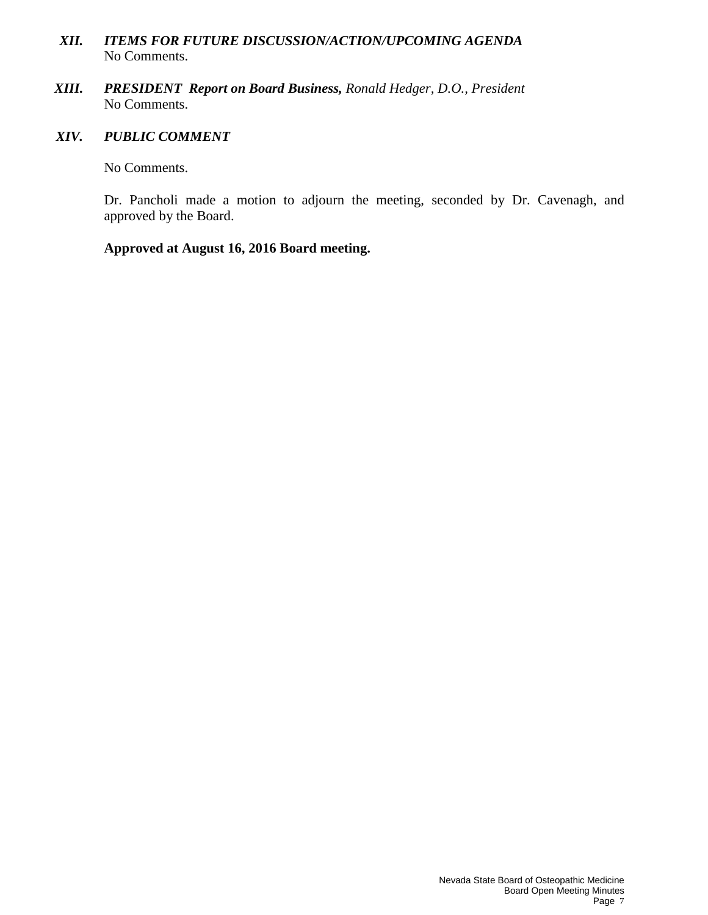***XII. ITEMS FOR FUTURE DISCUSSION/ACTION/UPCOMING AGENDA***

No Comments.

***XIII. PRESIDENT Report on Board Business,*** *Ronald Hedger, D.O., President*

No Comments.

***XIV. PUBLIC COMMENT***

No Comments.

Dr. Pancholi made a motion to adjourn the meeting, seconded by Dr. Cavenagh, and approved by the Board.

**Approved at August 16, 2016 Board meeting.**